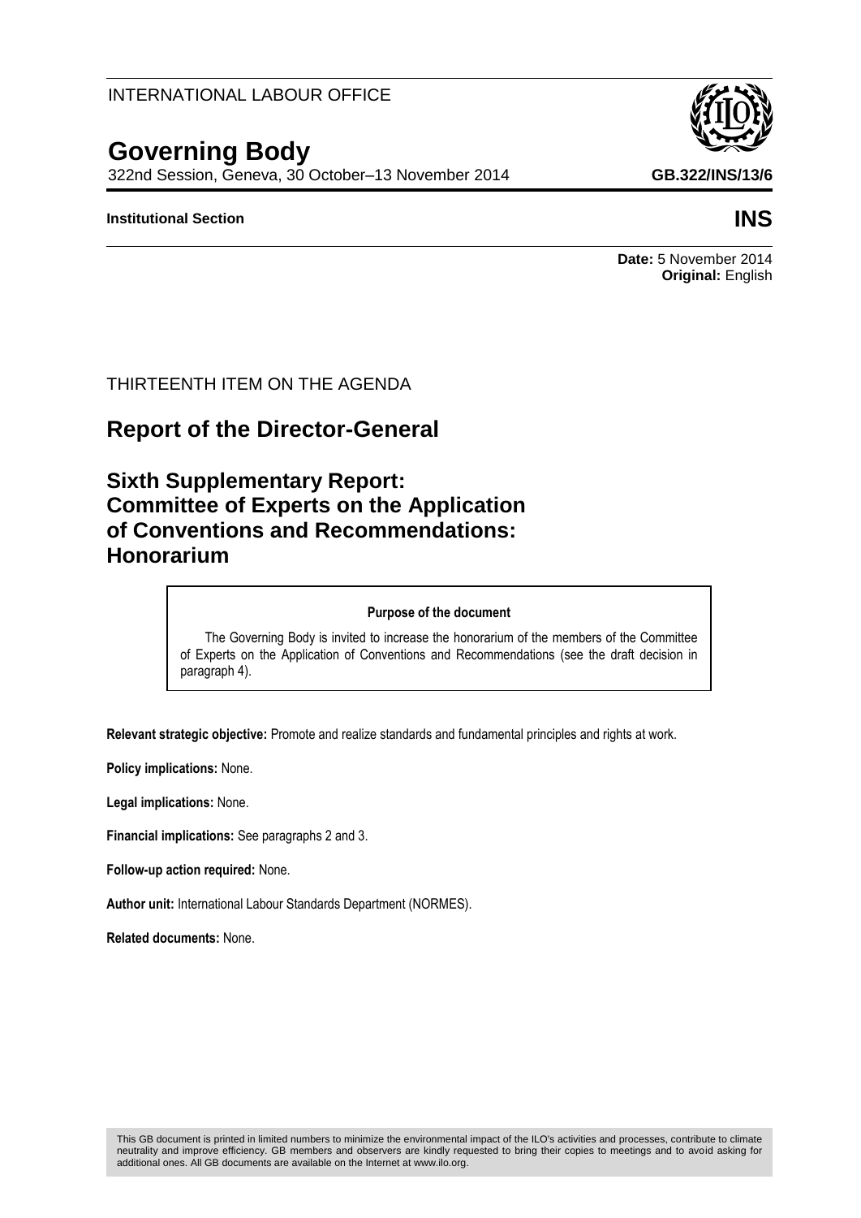INTERNATIONAL LABOUR OFFICE

# Governing Body

322nd Session, Geneva, 30 October–13 November 2014

**GB.322/INS/13/6**

**Institutional Section**

**INS**

**Date:** 5 November 2014
**Original:** English

THIRTEENTH ITEM ON THE AGENDA

## Report of the Director-General

## Sixth Supplementary Report: Committee of Experts on the Application of Conventions and Recommendations: Honorarium

**Purpose of the document**

The Governing Body is invited to increase the honorarium of the members of the Committee of Experts on the Application of Conventions and Recommendations (see the draft decision in paragraph 4).

**Relevant strategic objective:** Promote and realize standards and fundamental principles and rights at work.

**Policy implications:** None.

**Legal implications:** None.

**Financial implications:** See paragraphs 2 and 3.

**Follow-up action required:** None.

**Author unit:** International Labour Standards Department (NORMES).

**Related documents:** None.

This GB document is printed in limited numbers to minimize the environmental impact of the ILO's activities and processes, contribute to climate neutrality and improve efficiency. GB members and observers are kindly requested to bring their copies to meetings and to avoid asking for additional ones. All GB documents are available on the Internet at www.ilo.org.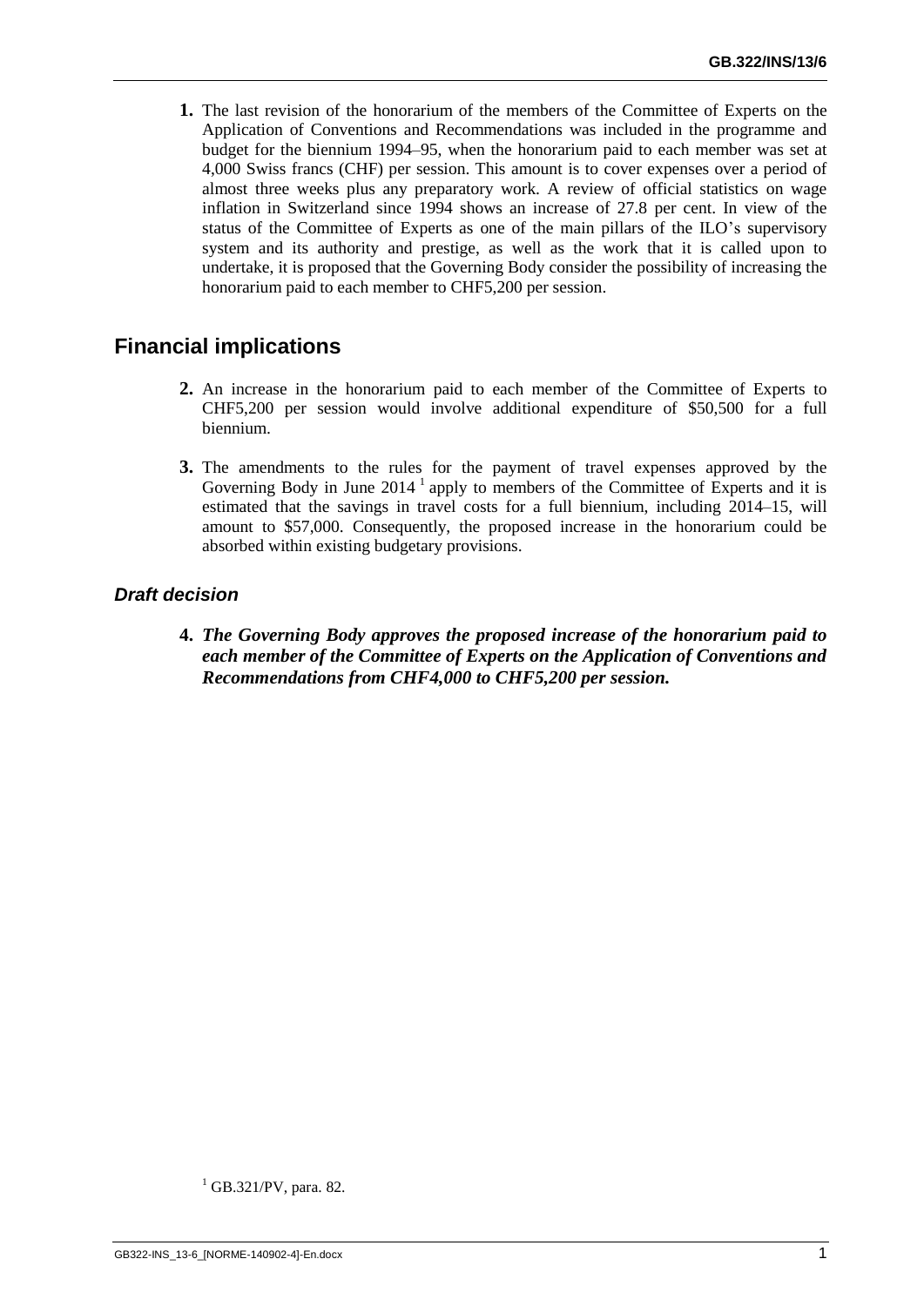1. The last revision of the honorarium of the members of the Committee of Experts on the Application of Conventions and Recommendations was included in the programme and budget for the biennium 1994–95, when the honorarium paid to each member was set at 4,000 Swiss francs (CHF) per session. This amount is to cover expenses over a period of almost three weeks plus any preparatory work. A review of official statistics on wage inflation in Switzerland since 1994 shows an increase of 27.8 per cent. In view of the status of the Committee of Experts as one of the main pillars of the ILO's supervisory system and its authority and prestige, as well as the work that it is called upon to undertake, it is proposed that the Governing Body consider the possibility of increasing the honorarium paid to each member to CHF5,200 per session.

## Financial implications

2. An increase in the honorarium paid to each member of the Committee of Experts to CHF5,200 per session would involve additional expenditure of $50,500 for a full biennium.

3. The amendments to the rules for the payment of travel expenses approved by the Governing Body in June 2014 [1] apply to members of the Committee of Experts and it is estimated that the savings in travel costs for a full biennium, including 2014–15, will amount to $57,000. Consequently, the proposed increase in the honorarium could be absorbed within existing budgetary provisions.

### *Draft decision*

4. ***The Governing Body approves the proposed increase of the honorarium paid to each member of the Committee of Experts on the Application of Conventions and Recommendations from CHF4,000 to CHF5,200 per session.***

[1] GB.321/PV, para. 82.